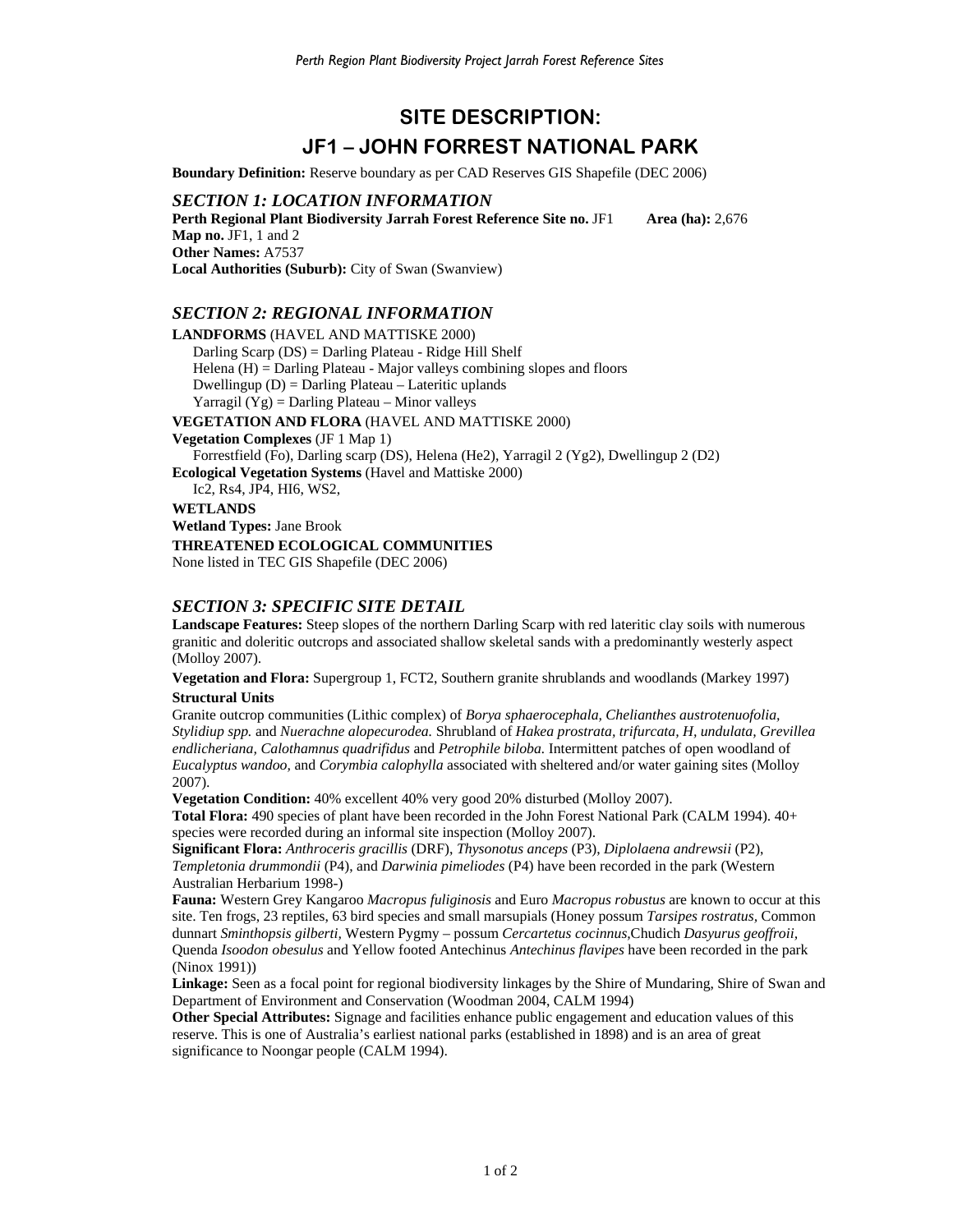# SITE DESCRIPTION:
# JF1 – JOHN FORREST NATIONAL PARK

**Boundary Definition:** Reserve boundary as per CAD Reserves GIS Shapefile (DEC 2006)

## *SECTION 1: LOCATION INFORMATION*

**Perth Regional Plant Biodiversity Jarrah Forest Reference Site no.** JF1 **Area (ha):** 2,676
**Map no.** JF1, 1 and 2
**Other Names:** A7537
**Local Authorities (Suburb):** City of Swan (Swanview)

## *SECTION 2: REGIONAL INFORMATION*

**LANDFORMS** (HAVEL AND MATTISKE 2000)
Darling Scarp (DS) = Darling Plateau - Ridge Hill Shelf
Helena (H) = Darling Plateau - Major valleys combining slopes and floors
Dwellingup (D) = Darling Plateau – Lateritic uplands
Yarragil (Yg) = Darling Plateau – Minor valleys

**VEGETATION AND FLORA** (HAVEL AND MATTISKE 2000)
**Vegetation Complexes** (JF 1 Map 1)
Forrestfield (Fo), Darling scarp (DS), Helena (He2), Yarragil 2 (Yg2), Dwellingup 2 (D2)
**Ecological Vegetation Systems** (Havel and Mattiske 2000)
Ic2, Rs4, JP4, HI6, WS2,

**WETLANDS**
**Wetland Types:** Jane Brook

**THREATENED ECOLOGICAL COMMUNITIES**
None listed in TEC GIS Shapefile (DEC 2006)

## *SECTION 3: SPECIFIC SITE DETAIL*

**Landscape Features:** Steep slopes of the northern Darling Scarp with red lateritic clay soils with numerous granitic and doleritic outcrops and associated shallow skeletal sands with a predominantly westerly aspect (Molloy 2007).

**Vegetation and Flora:** Supergroup 1, FCT2, Southern granite shrublands and woodlands (Markey 1997)

**Structural Units**
Granite outcrop communities (Lithic complex) of *Borya sphaerocephala, Chelianthes austrotenuofolia, Stylidiup spp.* and *Nuerachne alopecurodea.* Shrubland of *Hakea prostrata, trifurcata, H, undulata, Grevillea endlicheriana, Calothamnus quadrifidus* and *Petrophile biloba.* Intermittent patches of open woodland of *Eucalyptus wandoo,* and *Corymbia calophylla* associated with sheltered and/or water gaining sites (Molloy 2007).

**Vegetation Condition:** 40% excellent 40% very good 20% disturbed (Molloy 2007).

**Total Flora:** 490 species of plant have been recorded in the John Forest National Park (CALM 1994). 40+ species were recorded during an informal site inspection (Molloy 2007).

**Significant Flora:** *Anthroceris gracillis* (DRF), *Thysonotus anceps* (P3), *Diplolaena andrewsii* (P2), *Templetonia drummondii* (P4), and *Darwinia pimeliodes* (P4) have been recorded in the park (Western Australian Herbarium 1998-)

**Fauna:** Western Grey Kangaroo *Macropus fuliginosis* and Euro *Macropus robustus* are known to occur at this site. Ten frogs, 23 reptiles, 63 bird species and small marsupials (Honey possum *Tarsipes rostratus,* Common dunnart *Sminthopsis gilberti,* Western Pygmy – possum *Cercartetus cocinnus,*Chudich *Dasyurus geoffroii,* Quenda *Isoodon obesulus* and Yellow footed Antechinus *Antechinus flavipes* have been recorded in the park (Ninox 1991))

**Linkage:** Seen as a focal point for regional biodiversity linkages by the Shire of Mundaring, Shire of Swan and Department of Environment and Conservation (Woodman 2004, CALM 1994)

**Other Special Attributes:** Signage and facilities enhance public engagement and education values of this reserve. This is one of Australia's earliest national parks (established in 1898) and is an area of great significance to Noongar people (CALM 1994).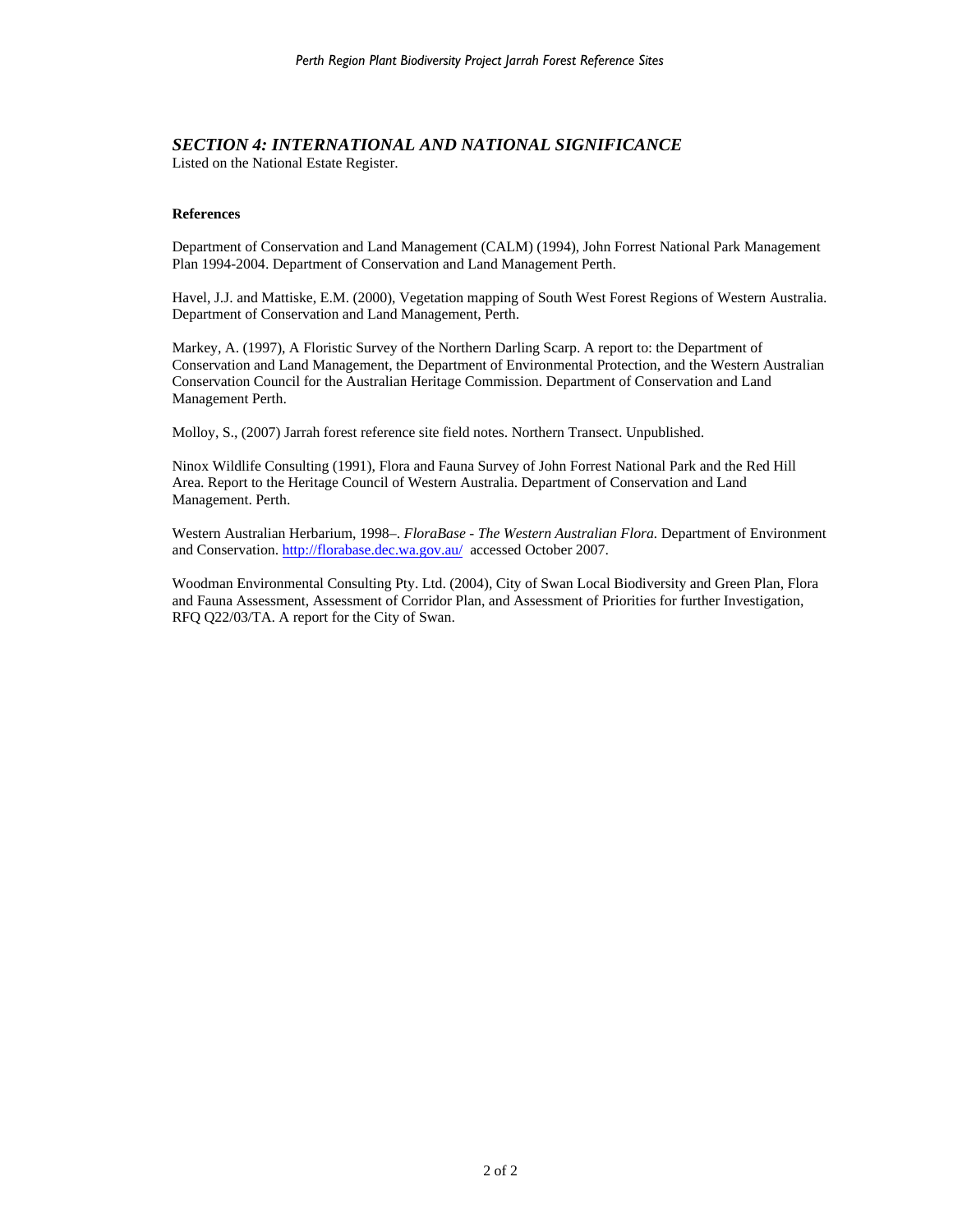## *SECTION 4: INTERNATIONAL AND NATIONAL SIGNIFICANCE*

Listed on the National Estate Register.

**References**

Department of Conservation and Land Management (CALM) (1994), John Forrest National Park Management Plan 1994-2004. Department of Conservation and Land Management Perth.

Havel, J.J. and Mattiske, E.M. (2000), Vegetation mapping of South West Forest Regions of Western Australia. Department of Conservation and Land Management, Perth.

Markey, A. (1997), A Floristic Survey of the Northern Darling Scarp. A report to: the Department of Conservation and Land Management, the Department of Environmental Protection, and the Western Australian Conservation Council for the Australian Heritage Commission. Department of Conservation and Land Management Perth.

Molloy, S., (2007) Jarrah forest reference site field notes. Northern Transect. Unpublished.

Ninox Wildlife Consulting (1991), Flora and Fauna Survey of John Forrest National Park and the Red Hill Area. Report to the Heritage Council of Western Australia. Department of Conservation and Land Management. Perth.

Western Australian Herbarium, 1998–. *FloraBase - The Western Australian Flora.* Department of Environment and Conservation. http://florabase.dec.wa.gov.au/ accessed October 2007.

Woodman Environmental Consulting Pty. Ltd. (2004), City of Swan Local Biodiversity and Green Plan, Flora and Fauna Assessment, Assessment of Corridor Plan, and Assessment of Priorities for further Investigation, RFQ Q22/03/TA. A report for the City of Swan.